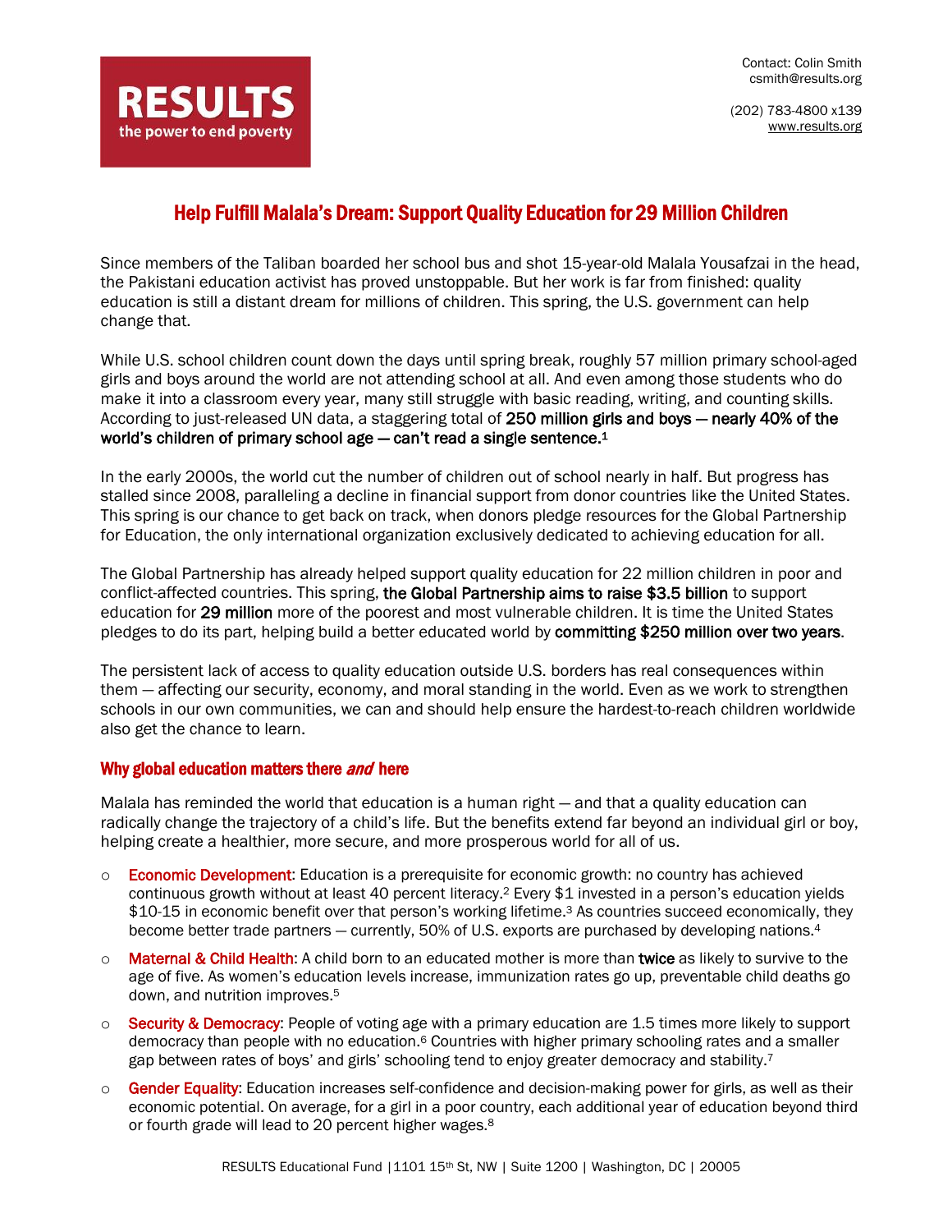RESULTS
the power to end poverty

Contact: Colin Smith
csmith@results.org

(202) 783-4800 x139
www.results.org

# Help Fulfill Malala's Dream: Support Quality Education for 29 Million Children

Since members of the Taliban boarded her school bus and shot 15-year-old Malala Yousafzai in the head, the Pakistani education activist has proved unstoppable. But her work is far from finished: quality education is still a distant dream for millions of children. This spring, the U.S. government can help change that.

While U.S. school children count down the days until spring break, roughly 57 million primary school-aged girls and boys around the world are not attending school at all. And even among those students who do make it into a classroom every year, many still struggle with basic reading, writing, and counting skills. According to just-released UN data, a staggering total of **250 million girls and boys — nearly 40% of the world's children of primary school age — can't read a single sentence.**[1]

In the early 2000s, the world cut the number of children out of school nearly in half. But progress has stalled since 2008, paralleling a decline in financial support from donor countries like the United States. This spring is our chance to get back on track, when donors pledge resources for the Global Partnership for Education, the only international organization exclusively dedicated to achieving education for all.

The Global Partnership has already helped support quality education for 22 million children in poor and conflict-affected countries. This spring, **the Global Partnership aims to raise $3.5 billion** to support education for **29 million** more of the poorest and most vulnerable children. It is time the United States pledges to do its part, helping build a better educated world by **committing $250 million over two years**.

The persistent lack of access to quality education outside U.S. borders has real consequences within them — affecting our security, economy, and moral standing in the world. Even as we work to strengthen schools in our own communities, we can and should help ensure the hardest-to-reach children worldwide also get the chance to learn.

## Why global education matters there *and* here

Malala has reminded the world that education is a human right — and that a quality education can radically change the trajectory of a child's life. But the benefits extend far beyond an individual girl or boy, helping create a healthier, more secure, and more prosperous world for all of us.

- Economic Development: Education is a prerequisite for economic growth: no country has achieved continuous growth without at least 40 percent literacy.[2] Every $1 invested in a person's education yields $10-15 in economic benefit over that person's working lifetime.[3] As countries succeed economically, they become better trade partners — currently, 50% of U.S. exports are purchased by developing nations.[4]
- Maternal & Child Health: A child born to an educated mother is more than **twice** as likely to survive to the age of five. As women's education levels increase, immunization rates go up, preventable child deaths go down, and nutrition improves.[5]
- Security & Democracy: People of voting age with a primary education are 1.5 times more likely to support democracy than people with no education.[6] Countries with higher primary schooling rates and a smaller gap between rates of boys' and girls' schooling tend to enjoy greater democracy and stability.[7]
- Gender Equality: Education increases self-confidence and decision-making power for girls, as well as their economic potential. On average, for a girl in a poor country, each additional year of education beyond third or fourth grade will lead to 20 percent higher wages.[8]

RESULTS Educational Fund | 1101 15th St, NW | Suite 1200 | Washington, DC | 20005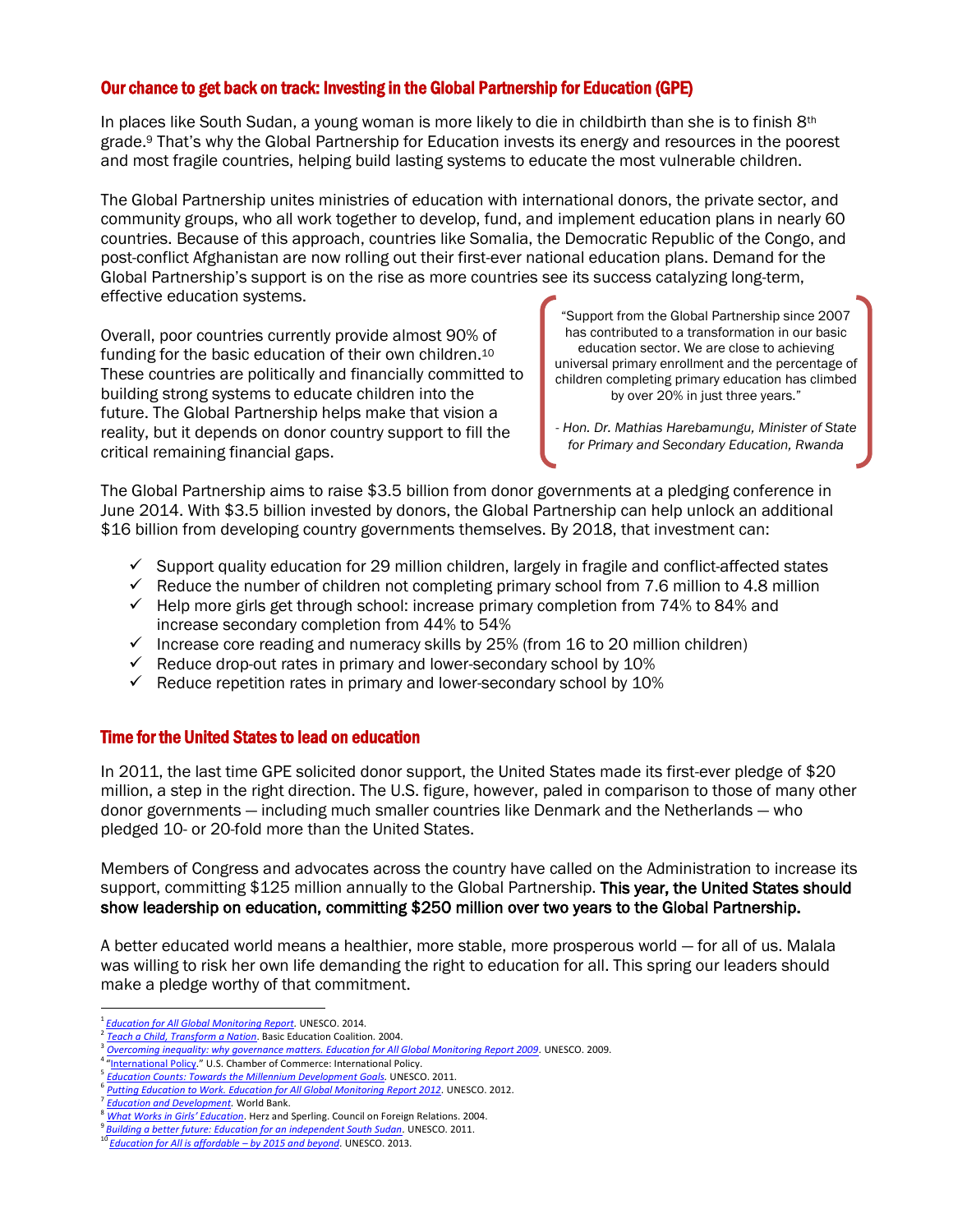## Our chance to get back on track: Investing in the Global Partnership for Education (GPE)

In places like South Sudan, a young woman is more likely to die in childbirth than she is to finish 8th grade.[9] That's why the Global Partnership for Education invests its energy and resources in the poorest and most fragile countries, helping build lasting systems to educate the most vulnerable children.

The Global Partnership unites ministries of education with international donors, the private sector, and community groups, who all work together to develop, fund, and implement education plans in nearly 60 countries. Because of this approach, countries like Somalia, the Democratic Republic of the Congo, and post-conflict Afghanistan are now rolling out their first-ever national education plans. Demand for the Global Partnership's support is on the rise as more countries see its success catalyzing long-term, effective education systems.

Overall, poor countries currently provide almost 90% of funding for the basic education of their own children.[10] These countries are politically and financially committed to building strong systems to educate children into the future. The Global Partnership helps make that vision a reality, but it depends on donor country support to fill the critical remaining financial gaps.

> "Support from the Global Partnership since 2007 has contributed to a transformation in our basic education sector. We are close to achieving universal primary enrollment and the percentage of children completing primary education has climbed by over 20% in just three years."
>
> *- Hon. Dr. Mathias Harebamungu, Minister of State for Primary and Secondary Education, Rwanda*

The Global Partnership aims to raise $3.5 billion from donor governments at a pledging conference in June 2014. With $3.5 billion invested by donors, the Global Partnership can help unlock an additional $16 billion from developing country governments themselves. By 2018, that investment can:

- ✓ Support quality education for 29 million children, largely in fragile and conflict-affected states
- ✓ Reduce the number of children not completing primary school from 7.6 million to 4.8 million
- ✓ Help more girls get through school: increase primary completion from 74% to 84% and increase secondary completion from 44% to 54%
- ✓ Increase core reading and numeracy skills by 25% (from 16 to 20 million children)
- ✓ Reduce drop-out rates in primary and lower-secondary school by 10%
- ✓ Reduce repetition rates in primary and lower-secondary school by 10%

## Time for the United States to lead on education

In 2011, the last time GPE solicited donor support, the United States made its first-ever pledge of $20 million, a step in the right direction. The U.S. figure, however, paled in comparison to those of many other donor governments — including much smaller countries like Denmark and the Netherlands — who pledged 10- or 20-fold more than the United States.

Members of Congress and advocates across the country have called on the Administration to increase its support, committing $125 million annually to the Global Partnership. **This year, the United States should show leadership on education, committing $250 million over two years to the Global Partnership.**

A better educated world means a healthier, more stable, more prosperous world — for all of us. Malala was willing to risk her own life demanding the right to education for all. This spring our leaders should make a pledge worthy of that commitment.

---

1 *Education for All Global Monitoring Report*. UNESCO. 2014.
2 *Teach a Child, Transform a Nation*. Basic Education Coalition. 2004.
3 *Overcoming inequality: why governance matters. Education for All Global Monitoring Report 2009*. UNESCO. 2009.
4 "International Policy." U.S. Chamber of Commerce: International Policy.
5 *Education Counts: Towards the Millennium Development Goals*. UNESCO. 2011.
6 *Putting Education to Work. Education for All Global Monitoring Report 2012*. UNESCO. 2012.
7 *Education and Development*. World Bank.
8 *What Works in Girls' Education*. Herz and Sperling. Council on Foreign Relations. 2004.
9 *Building a better future: Education for an independent South Sudan*. UNESCO. 2011.
10 *Education for All is affordable – by 2015 and beyond*. UNESCO. 2013.